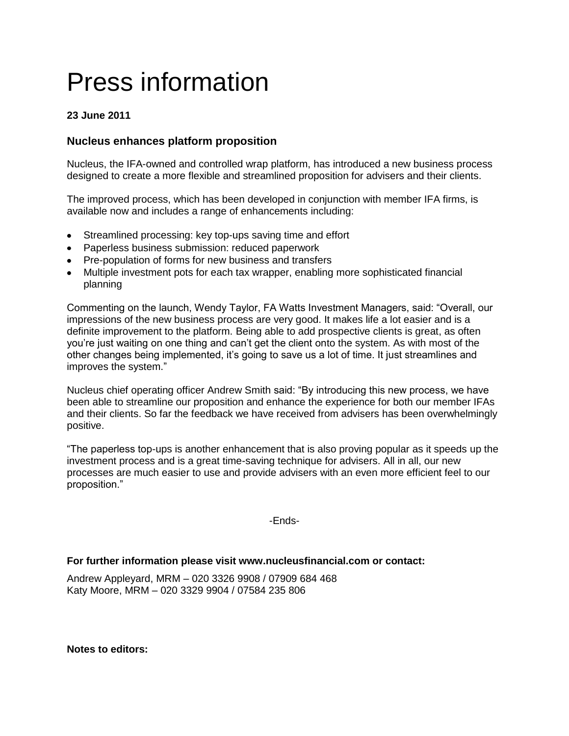# Press information

**23 June 2011**

### Nucleus enhances platform proposition

Nucleus, the IFA-owned and controlled wrap platform, has introduced a new business process designed to create a more flexible and streamlined proposition for advisers and their clients.

The improved process, which has been developed in conjunction with member IFA firms, is available now and includes a range of enhancements including:

- Streamlined processing: key top-ups saving time and effort
- Paperless business submission: reduced paperwork
- Pre-population of forms for new business and transfers
- Multiple investment pots for each tax wrapper, enabling more sophisticated financial planning

Commenting on the launch, Wendy Taylor, FA Watts Investment Managers, said: "Overall, our impressions of the new business process are very good. It makes life a lot easier and is a definite improvement to the platform. Being able to add prospective clients is great, as often you're just waiting on one thing and can't get the client onto the system. As with most of the other changes being implemented, it's going to save us a lot of time. It just streamlines and improves the system."

Nucleus chief operating officer Andrew Smith said: "By introducing this new process, we have been able to streamline our proposition and enhance the experience for both our member IFAs and their clients. So far the feedback we have received from advisers has been overwhelmingly positive.

"The paperless top-ups is another enhancement that is also proving popular as it speeds up the investment process and is a great time-saving technique for advisers. All in all, our new processes are much easier to use and provide advisers with an even more efficient feel to our proposition."

-Ends-

**For further information please visit www.nucleusfinancial.com or contact:**

Andrew Appleyard, MRM – 020 3326 9908 / 07909 684 468
Katy Moore, MRM – 020 3329 9904 / 07584 235 806

**Notes to editors:**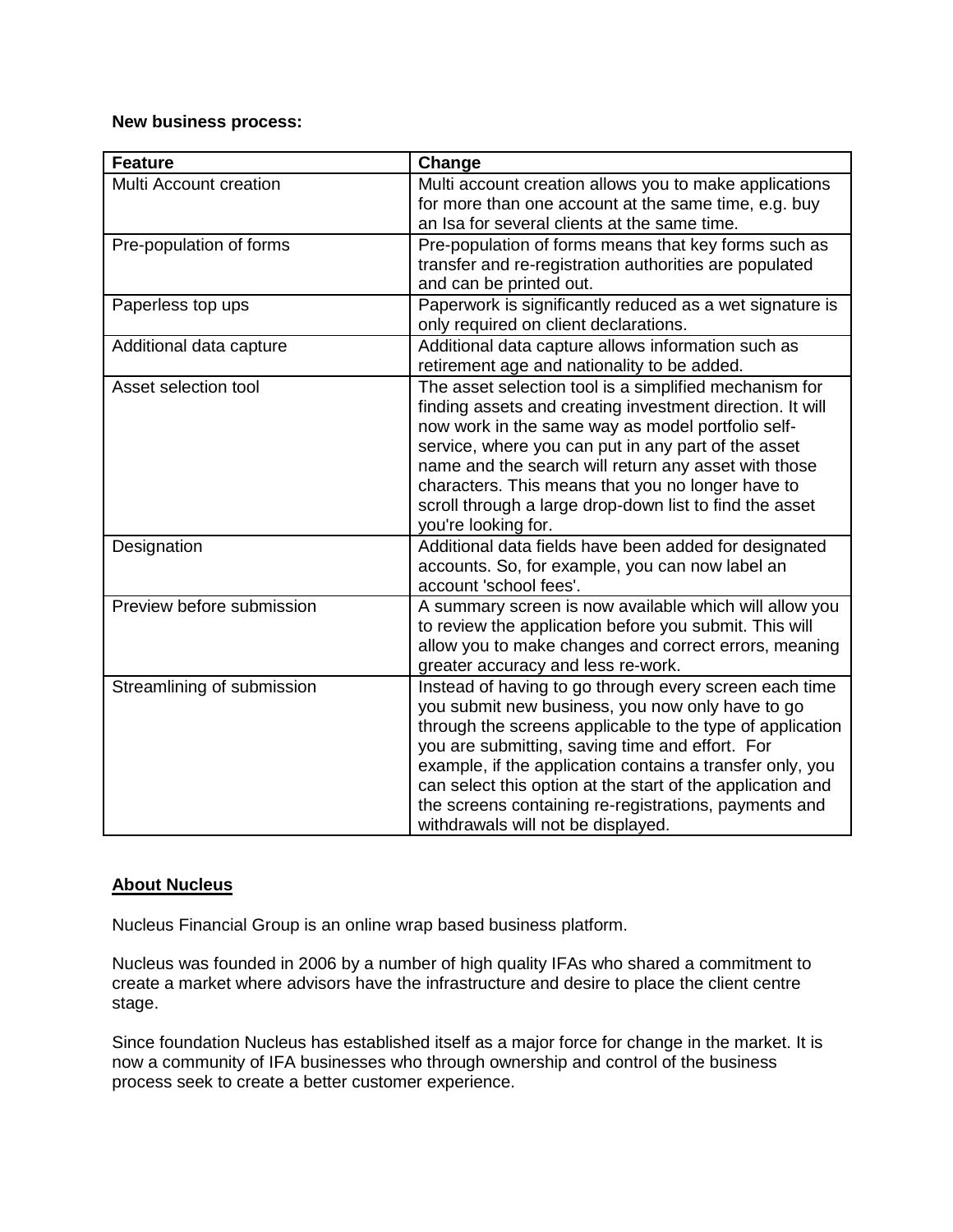**New business process:**

| Feature | Change |
|---|---|
| Multi Account creation | Multi account creation allows you to make applications for more than one account at the same time, e.g. buy an Isa for several clients at the same time. |
| Pre-population of forms | Pre-population of forms means that key forms such as transfer and re-registration authorities are populated and can be printed out. |
| Paperless top ups | Paperwork is significantly reduced as a wet signature is only required on client declarations. |
| Additional data capture | Additional data capture allows information such as retirement age and nationality to be added. |
| Asset selection tool | The asset selection tool is a simplified mechanism for finding assets and creating investment direction. It will now work in the same way as model portfolio self-service, where you can put in any part of the asset name and the search will return any asset with those characters. This means that you no longer have to scroll through a large drop-down list to find the asset you're looking for. |
| Designation | Additional data fields have been added for designated accounts. So, for example, you can now label an account 'school fees'. |
| Preview before submission | A summary screen is now available which will allow you to review the application before you submit. This will allow you to make changes and correct errors, meaning greater accuracy and less re-work. |
| Streamlining of submission | Instead of having to go through every screen each time you submit new business, you now only have to go through the screens applicable to the type of application you are submitting, saving time and effort. For example, if the application contains a transfer only, you can select this option at the start of the application and the screens containing re-registrations, payments and withdrawals will not be displayed. |

**About Nucleus**

Nucleus Financial Group is an online wrap based business platform.

Nucleus was founded in 2006 by a number of high quality IFAs who shared a commitment to create a market where advisors have the infrastructure and desire to place the client centre stage.

Since foundation Nucleus has established itself as a major force for change in the market. It is now a community of IFA businesses who through ownership and control of the business process seek to create a better customer experience.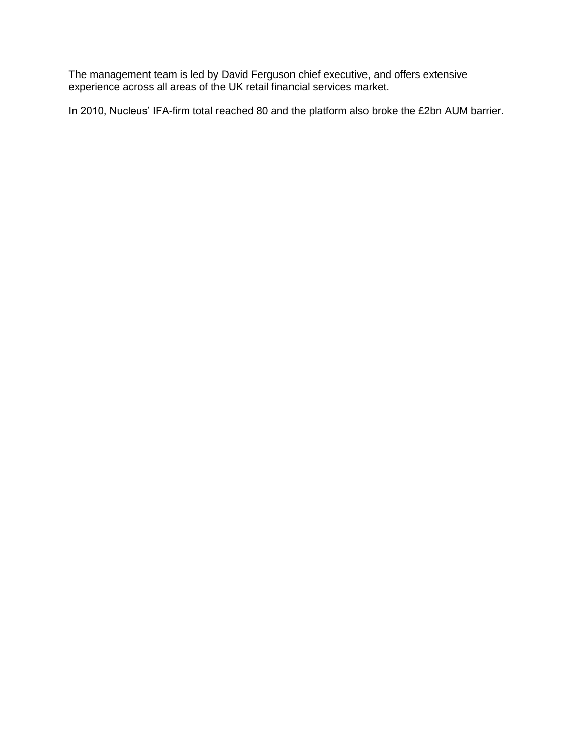The management team is led by David Ferguson chief executive, and offers extensive experience across all areas of the UK retail financial services market.

In 2010, Nucleus' IFA-firm total reached 80 and the platform also broke the £2bn AUM barrier.